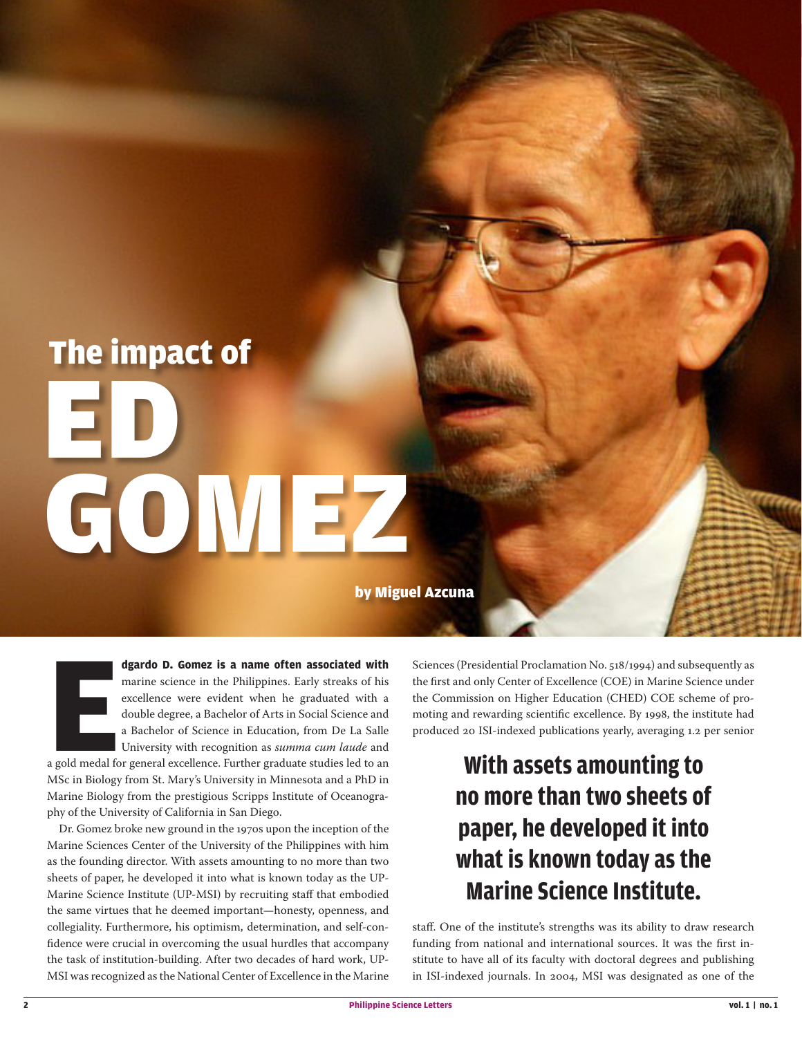# The impact of ED GOMEZ

by Miguel Azcuna

**Edgardo D. Gomez is a name often associated with** marine science in the Philippines. Early streaks of his excellence were evident when he graduated with a double degree, a Bachelor of Arts in Social Science and a Bachelor of Science in Education, from De La Salle University with recognition as *summa cum laude* and a gold medal for general excellence. Further graduate studies led to an MSc in Biology from St. Mary's University in Minnesota and a PhD in Marine Biology from the prestigious Scripps Institute of Oceanography of the University of California in San Diego.

Dr. Gomez broke new ground in the 1970s upon the inception of the Marine Sciences Center of the University of the Philippines with him as the founding director. With assets amounting to no more than two sheets of paper, he developed it into what is known today as the UP-Marine Science Institute (UP-MSI) by recruiting staff that embodied the same virtues that he deemed important—honesty, openness, and collegiality. Furthermore, his optimism, determination, and self-confidence were crucial in overcoming the usual hurdles that accompany the task of institution-building. After two decades of hard work, UP-MSI was recognized as the National Center of Excellence in the Marine Sciences (Presidential Proclamation No. 518/1994) and subsequently as the first and only Center of Excellence (COE) in Marine Science under the Commission on Higher Education (CHED) COE scheme of promoting and rewarding scientific excellence. By 1998, the institute had produced 20 ISI-indexed publications yearly, averaging 1.2 per senior staff. One of the institute's strengths was its ability to draw research funding from national and international sources. It was the first institute to have all of its faculty with doctoral degrees and publishing in ISI-indexed journals. In 2004, MSI was designated as one of the

> **With assets amounting to no more than two sheets of paper, he developed it into what is known today as the Marine Science Institute.**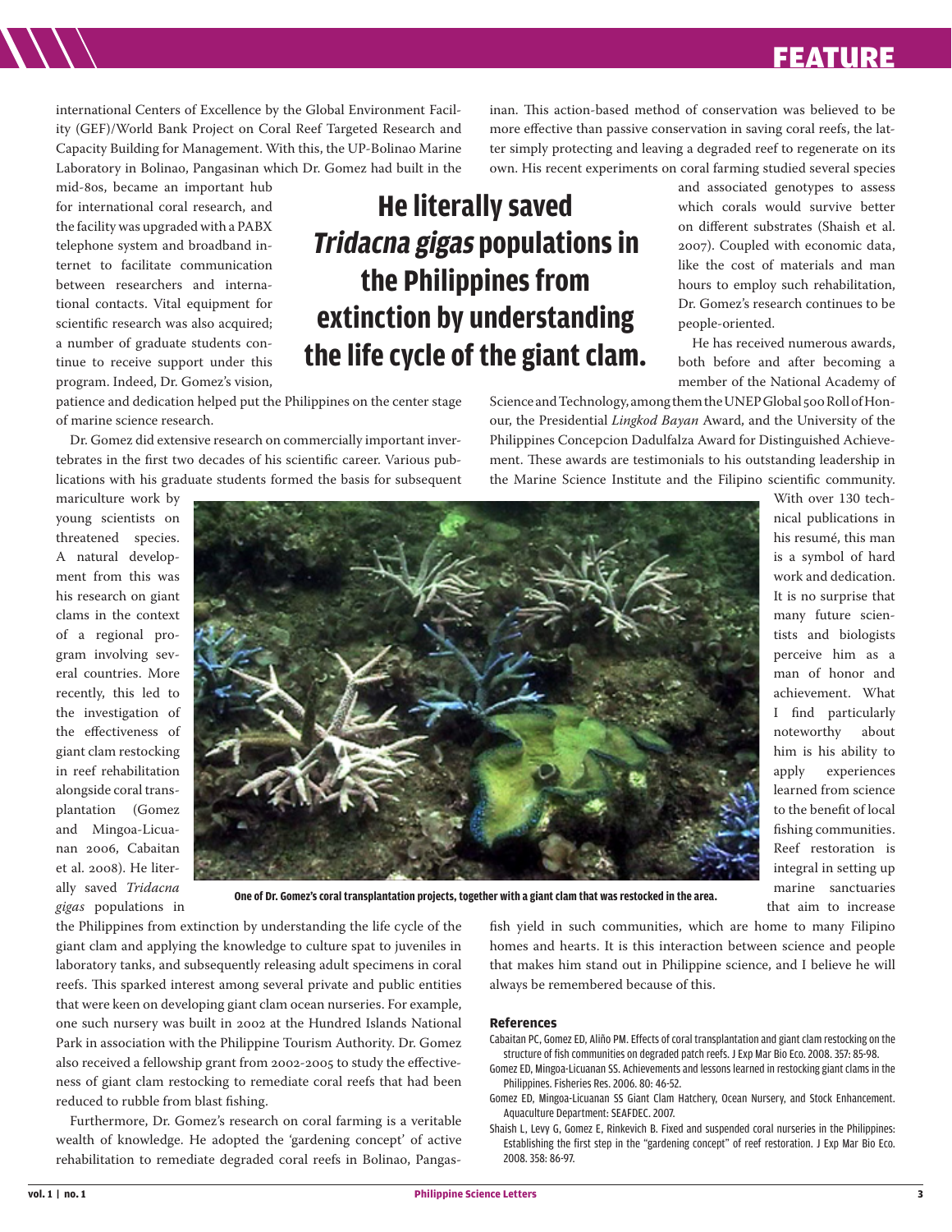international Centers of Excellence by the Global Environment Facility (GEF)/World Bank Project on Coral Reef Targeted Research and Capacity Building for Management. With this, the UP-Bolinao Marine Laboratory in Bolinao, Pangasinan which Dr. Gomez had built in the mid-80s, became an important hub for international coral research, and the facility was upgraded with a PABX telephone system and broadband internet to facilitate communication between researchers and international contacts. Vital equipment for scientific research was also acquired; a number of graduate students continue to receive support under this program. Indeed, Dr. Gomez's vision, patience and dedication helped put the Philippines on the center stage of marine science research.

> **He literally saved *Tridacna gigas* populations in the Philippines from extinction by understanding the life cycle of the giant clam.**

Dr. Gomez did extensive research on commercially important invertebrates in the first two decades of his scientific career. Various publications with his graduate students formed the basis for subsequent mariculture work by young scientists on threatened species. A natural development from this was his research on giant clams in the context of a regional program involving several countries. More recently, this led to the investigation of the effectiveness of giant clam restocking in reef rehabilitation alongside coral transplantation (Gomez and Mingoa-Licuanan 2006, Cabaitan et al. 2008). He literally saved *Tridacna gigas* populations in the Philippines from extinction by understanding the life cycle of the giant clam and applying the knowledge to culture spat to juveniles in laboratory tanks, and subsequently releasing adult specimens in coral reefs. This sparked interest among several private and public entities that were keen on developing giant clam ocean nurseries. For example, one such nursery was built in 2002 at the Hundred Islands National Park in association with the Philippine Tourism Authority. Dr. Gomez also received a fellowship grant from 2002-2005 to study the effectiveness of giant clam restocking to remediate coral reefs that had been reduced to rubble from blast fishing.

Furthermore, Dr. Gomez's research on coral farming is a veritable wealth of knowledge. He adopted the 'gardening concept' of active rehabilitation to remediate degraded coral reefs in Bolinao, Pangasinan. This action-based method of conservation was believed to be more effective than passive conservation in saving coral reefs, the latter simply protecting and leaving a degraded reef to regenerate on its own. His recent experiments on coral farming studied several species and associated genotypes to assess which corals would survive better on different substrates (Shaish et al. 2007). Coupled with economic data, like the cost of materials and man hours to employ such rehabilitation, Dr. Gomez's research continues to be people-oriented.

He has received numerous awards, both before and after becoming a member of the National Academy of Science and Technology, among them the UNEP Global 500 Roll of Honour, the Presidential *Lingkod Bayan* Award, and the University of the Philippines Concepcion Dadulfalza Award for Distinguished Achievement. These awards are testimonials to his outstanding leadership in the Marine Science Institute and the Filipino scientific community.

One of Dr. Gomez's coral transplantation projects, together with a giant clam that was restocked in the area.

With over 130 technical publications in his resumé, this man is a symbol of hard work and dedication. It is no surprise that many future scientists and biologists perceive him as a man of honor and achievement. What I find particularly noteworthy about him is his ability to apply experiences learned from science to the benefit of local fishing communities. Reef restoration is integral in setting up marine sanctuaries that aim to increase fish yield in such communities, which are home to many Filipino homes and hearts. It is this interaction between science and people that makes him stand out in Philippine science, and I believe he will always be remembered because of this.

### References

Cabaitan PC, Gomez ED, Aliño PM. Effects of coral transplantation and giant clam restocking on the structure of fish communities on degraded patch reefs. J Exp Mar Bio Eco. 2008. 357: 85-98.

Gomez ED, Mingoa-Licuanan SS. Achievements and lessons learned in restocking giant clams in the Philippines. Fisheries Res. 2006. 80: 46-52.

Gomez ED, Mingoa-Licuanan SS Giant Clam Hatchery, Ocean Nursery, and Stock Enhancement. Aquaculture Department: SEAFDEC. 2007.

Shaish L, Levy G, Gomez E, Rinkevich B. Fixed and suspended coral nurseries in the Philippines: Establishing the first step in the "gardening concept" of reef restoration. J Exp Mar Bio Eco. 2008. 358: 86-97.